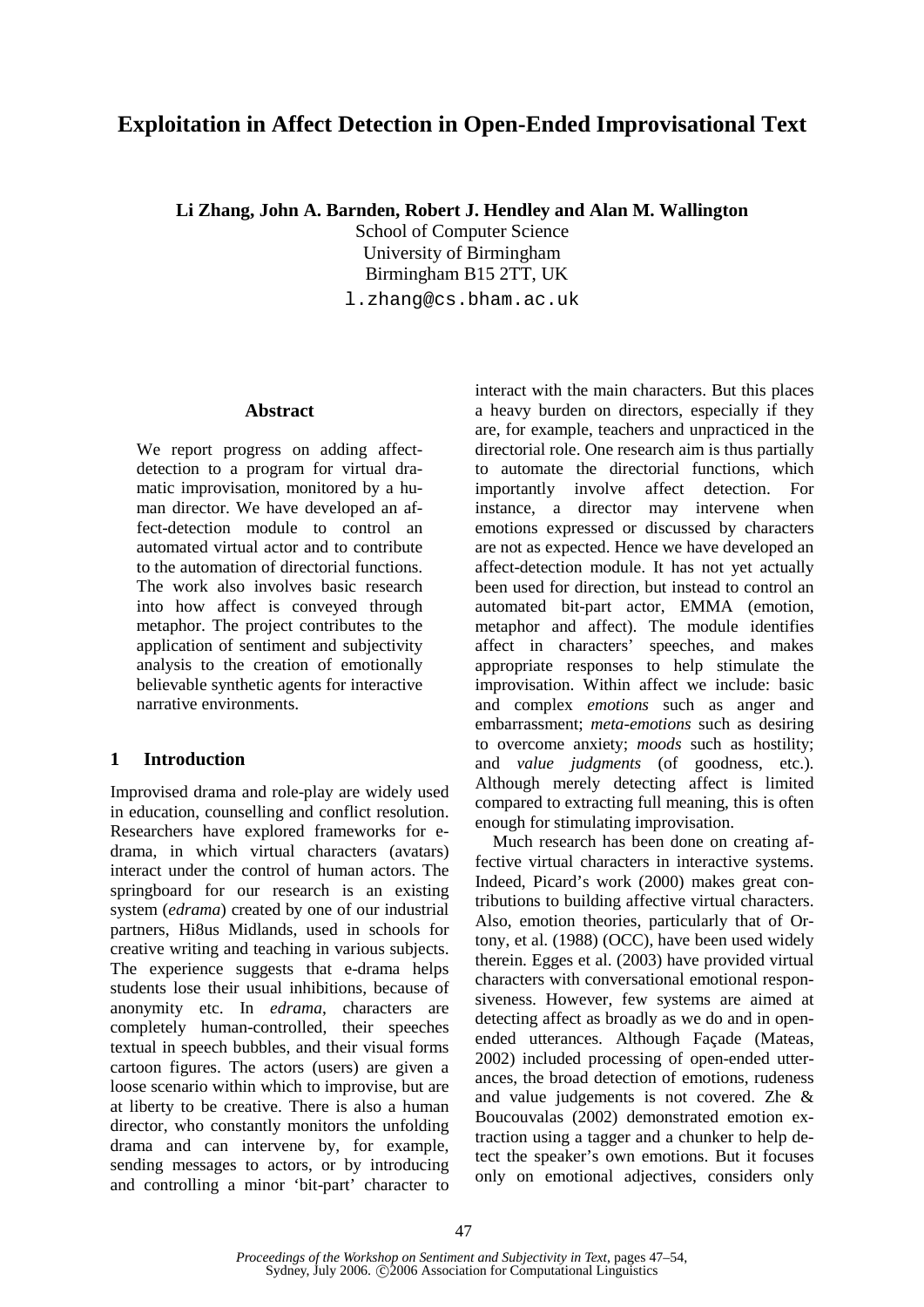# Exploitation in Affect Detection in Open-Ended Improvisational Text

**Li Zhang, John A. Barnden, Robert J. Hendley and Alan M. Wallington**

School of Computer Science
University of Birmingham
Birmingham B15 2TT, UK
l.zhang@cs.bham.ac.uk

## Abstract

We report progress on adding affect-detection to a program for virtual dramatic improvisation, monitored by a human director. We have developed an affect-detection module to control an automated virtual actor and to contribute to the automation of directorial functions. The work also involves basic research into how affect is conveyed through metaphor. The project contributes to the application of sentiment and subjectivity analysis to the creation of emotionally believable synthetic agents for interactive narrative environments.

## 1 Introduction

Improvised drama and role-play are widely used in education, counselling and conflict resolution. Researchers have explored frameworks for e-drama, in which virtual characters (avatars) interact under the control of human actors. The springboard for our research is an existing system (*edrama*) created by one of our industrial partners, Hi8us Midlands, used in schools for creative writing and teaching in various subjects. The experience suggests that e-drama helps students lose their usual inhibitions, because of anonymity etc. In *edrama*, characters are completely human-controlled, their speeches textual in speech bubbles, and their visual forms cartoon figures. The actors (users) are given a loose scenario within which to improvise, but are at liberty to be creative. There is also a human director, who constantly monitors the unfolding drama and can intervene by, for example, sending messages to actors, or by introducing and controlling a minor 'bit-part' character to interact with the main characters. But this places a heavy burden on directors, especially if they are, for example, teachers and unpracticed in the directorial role. One research aim is thus partially to automate the directorial functions, which importantly involve affect detection. For instance, a director may intervene when emotions expressed or discussed by characters are not as expected. Hence we have developed an affect-detection module. It has not yet actually been used for direction, but instead to control an automated bit-part actor, EMMA (emotion, metaphor and affect). The module identifies affect in characters' speeches, and makes appropriate responses to help stimulate the improvisation. Within affect we include: basic and complex *emotions* such as anger and embarrassment; *meta-emotions* such as desiring to overcome anxiety; *moods* such as hostility; and *value judgments* (of goodness, etc.). Although merely detecting affect is limited compared to extracting full meaning, this is often enough for stimulating improvisation.

Much research has been done on creating affective virtual characters in interactive systems. Indeed, Picard's work (2000) makes great contributions to building affective virtual characters. Also, emotion theories, particularly that of Ortony, et al. (1988) (OCC), have been used widely therein. Egges et al. (2003) have provided virtual characters with conversational emotional responsiveness. However, few systems are aimed at detecting affect as broadly as we do and in open-ended utterances. Although Façade (Mateas, 2002) included processing of open-ended utterances, the broad detection of emotions, rudeness and value judgements is not covered. Zhe & Boucouvalas (2002) demonstrated emotion extraction using a tagger and a chunker to help detect the speaker's own emotions. But it focuses only on emotional adjectives, considers only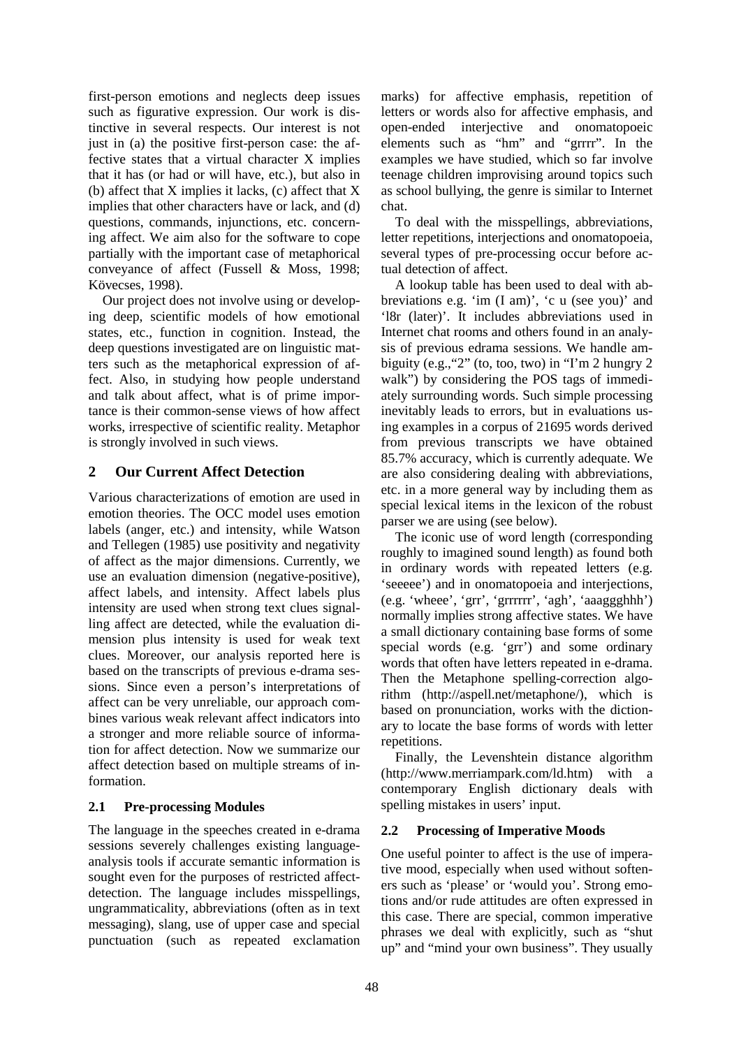first-person emotions and neglects deep issues such as figurative expression. Our work is distinctive in several respects. Our interest is not just in (a) the positive first-person case: the affective states that a virtual character X implies that it has (or had or will have, etc.), but also in (b) affect that X implies it lacks, (c) affect that X implies that other characters have or lack, and (d) questions, commands, injunctions, etc. concerning affect. We aim also for the software to cope partially with the important case of metaphorical conveyance of affect (Fussell & Moss, 1998; Kövecses, 1998).

Our project does not involve using or developing deep, scientific models of how emotional states, etc., function in cognition. Instead, the deep questions investigated are on linguistic matters such as the metaphorical expression of affect. Also, in studying how people understand and talk about affect, what is of prime importance is their common-sense views of how affect works, irrespective of scientific reality. Metaphor is strongly involved in such views.

## 2 Our Current Affect Detection

Various characterizations of emotion are used in emotion theories. The OCC model uses emotion labels (anger, etc.) and intensity, while Watson and Tellegen (1985) use positivity and negativity of affect as the major dimensions. Currently, we use an evaluation dimension (negative-positive), affect labels, and intensity. Affect labels plus intensity are used when strong text clues signalling affect are detected, while the evaluation dimension plus intensity is used for weak text clues. Moreover, our analysis reported here is based on the transcripts of previous e-drama sessions. Since even a person's interpretations of affect can be very unreliable, our approach combines various weak relevant affect indicators into a stronger and more reliable source of information for affect detection. Now we summarize our affect detection based on multiple streams of information.

### 2.1 Pre-processing Modules

The language in the speeches created in e-drama sessions severely challenges existing language-analysis tools if accurate semantic information is sought even for the purposes of restricted affect-detection. The language includes misspellings, ungrammaticality, abbreviations (often as in text messaging), slang, use of upper case and special punctuation (such as repeated exclamation marks) for affective emphasis, repetition of letters or words also for affective emphasis, and open-ended interjective and onomatopoeic elements such as "hm" and "grrrr". In the examples we have studied, which so far involve teenage children improvising around topics such as school bullying, the genre is similar to Internet chat.

To deal with the misspellings, abbreviations, letter repetitions, interjections and onomatopoeia, several types of pre-processing occur before actual detection of affect.

A lookup table has been used to deal with abbreviations e.g. 'im (I am)', 'c u (see you)' and 'l8r (later)'. It includes abbreviations used in Internet chat rooms and others found in an analysis of previous edrama sessions. We handle ambiguity (e.g.,"2" (to, too, two) in "I'm 2 hungry 2 walk") by considering the POS tags of immediately surrounding words. Such simple processing inevitably leads to errors, but in evaluations using examples in a corpus of 21695 words derived from previous transcripts we have obtained 85.7% accuracy, which is currently adequate. We are also considering dealing with abbreviations, etc. in a more general way by including them as special lexical items in the lexicon of the robust parser we are using (see below).

The iconic use of word length (corresponding roughly to imagined sound length) as found both in ordinary words with repeated letters (e.g. 'seeeee') and in onomatopoeia and interjections, (e.g. 'wheee', 'grr', 'grrrrrr', 'agh', 'aaaggghhh') normally implies strong affective states. We have a small dictionary containing base forms of some special words (e.g. 'grr') and some ordinary words that often have letters repeated in e-drama. Then the Metaphone spelling-correction algorithm (http://aspell.net/metaphone/), which is based on pronunciation, works with the dictionary to locate the base forms of words with letter repetitions.

Finally, the Levenshtein distance algorithm (http://www.merriampark.com/ld.htm) with a contemporary English dictionary deals with spelling mistakes in users' input.

### 2.2 Processing of Imperative Moods

One useful pointer to affect is the use of imperative mood, especially when used without softeners such as 'please' or 'would you'. Strong emotions and/or rude attitudes are often expressed in this case. There are special, common imperative phrases we deal with explicitly, such as "shut up" and "mind your own business". They usually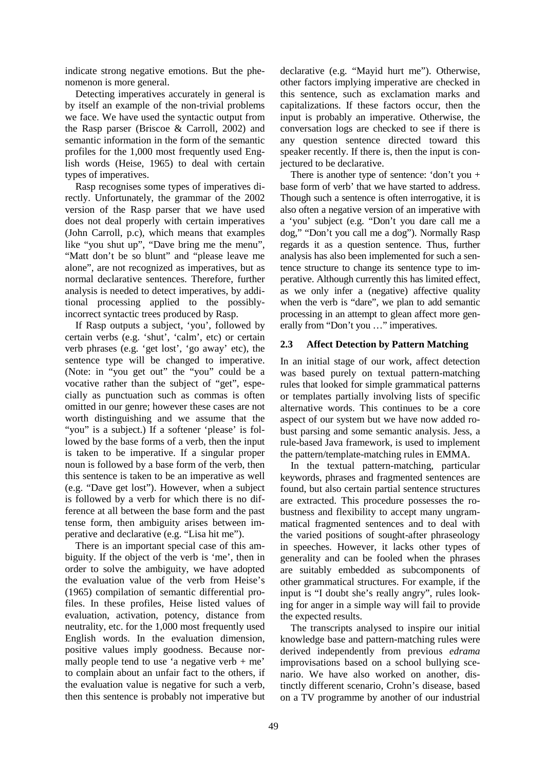indicate strong negative emotions. But the phenomenon is more general.

Detecting imperatives accurately in general is by itself an example of the non-trivial problems we face. We have used the syntactic output from the Rasp parser (Briscoe & Carroll, 2002) and semantic information in the form of the semantic profiles for the 1,000 most frequently used English words (Heise, 1965) to deal with certain types of imperatives.

Rasp recognises some types of imperatives directly. Unfortunately, the grammar of the 2002 version of the Rasp parser that we have used does not deal properly with certain imperatives (John Carroll, p.c), which means that examples like "you shut up", "Dave bring me the menu", "Matt don't be so blunt" and "please leave me alone", are not recognized as imperatives, but as normal declarative sentences. Therefore, further analysis is needed to detect imperatives, by additional processing applied to the possibly-incorrect syntactic trees produced by Rasp.

If Rasp outputs a subject, 'you', followed by certain verbs (e.g. 'shut', 'calm', etc) or certain verb phrases (e.g. 'get lost', 'go away' etc), the sentence type will be changed to imperative. (Note: in "you get out" the "you" could be a vocative rather than the subject of "get", especially as punctuation such as commas is often omitted in our genre; however these cases are not worth distinguishing and we assume that the "you" is a subject.) If a softener 'please' is followed by the base forms of a verb, then the input is taken to be imperative. If a singular proper noun is followed by a base form of the verb, then this sentence is taken to be an imperative as well (e.g. "Dave get lost"). However, when a subject is followed by a verb for which there is no difference at all between the base form and the past tense form, then ambiguity arises between imperative and declarative (e.g. "Lisa hit me").

There is an important special case of this ambiguity. If the object of the verb is 'me', then in order to solve the ambiguity, we have adopted the evaluation value of the verb from Heise's (1965) compilation of semantic differential profiles. In these profiles, Heise listed values of evaluation, activation, potency, distance from neutrality, etc. for the 1,000 most frequently used English words. In the evaluation dimension, positive values imply goodness. Because normally people tend to use 'a negative verb + me' to complain about an unfair fact to the others, if the evaluation value is negative for such a verb, then this sentence is probably not imperative but declarative (e.g. "Mayid hurt me"). Otherwise, other factors implying imperative are checked in this sentence, such as exclamation marks and capitalizations. If these factors occur, then the input is probably an imperative. Otherwise, the conversation logs are checked to see if there is any question sentence directed toward this speaker recently. If there is, then the input is conjectured to be declarative.

There is another type of sentence: 'don't you + base form of verb' that we have started to address. Though such a sentence is often interrogative, it is also often a negative version of an imperative with a 'you' subject (e.g. "Don't you dare call me a dog," "Don't you call me a dog"). Normally Rasp regards it as a question sentence. Thus, further analysis has also been implemented for such a sentence structure to change its sentence type to imperative. Although currently this has limited effect, as we only infer a (negative) affective quality when the verb is "dare", we plan to add semantic processing in an attempt to glean affect more generally from "Don't you …" imperatives.

### 2.3 Affect Detection by Pattern Matching

In an initial stage of our work, affect detection was based purely on textual pattern-matching rules that looked for simple grammatical patterns or templates partially involving lists of specific alternative words. This continues to be a core aspect of our system but we have now added robust parsing and some semantic analysis. Jess, a rule-based Java framework, is used to implement the pattern/template-matching rules in EMMA.

In the textual pattern-matching, particular keywords, phrases and fragmented sentences are found, but also certain partial sentence structures are extracted. This procedure possesses the robustness and flexibility to accept many ungrammatical fragmented sentences and to deal with the varied positions of sought-after phraseology in speeches. However, it lacks other types of generality and can be fooled when the phrases are suitably embedded as subcomponents of other grammatical structures. For example, if the input is "I doubt she's really angry", rules looking for anger in a simple way will fail to provide the expected results.

The transcripts analysed to inspire our initial knowledge base and pattern-matching rules were derived independently from previous *edrama* improvisations based on a school bullying scenario. We have also worked on another, distinctly different scenario, Crohn's disease, based on a TV programme by another of our industrial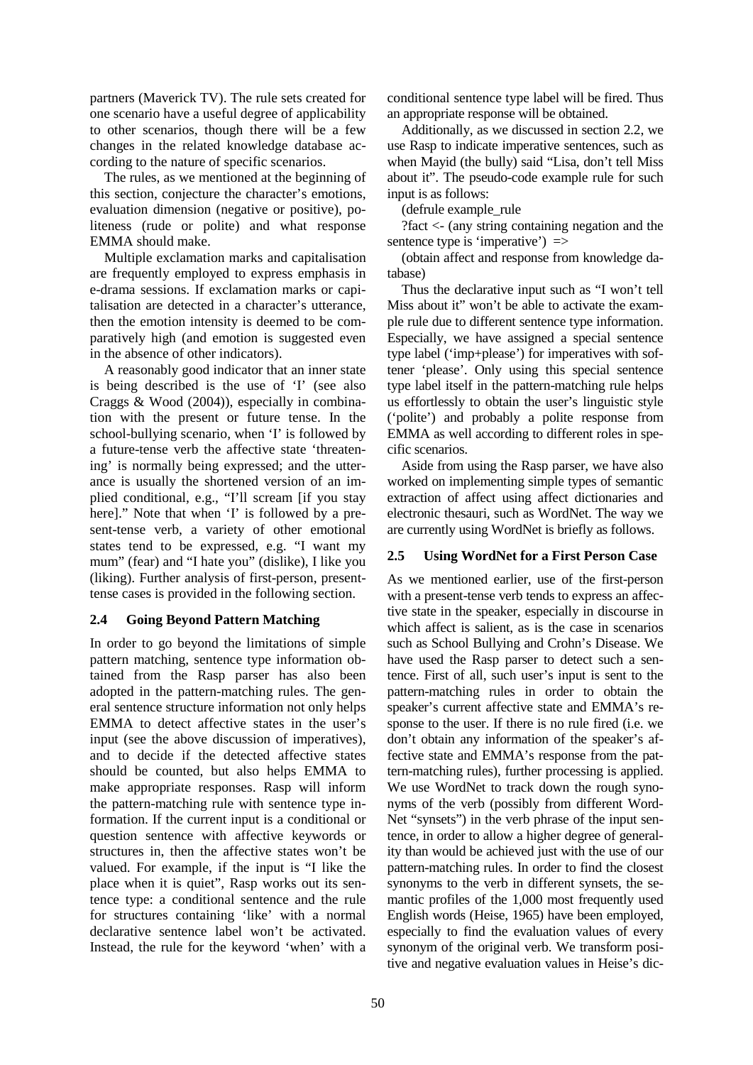partners (Maverick TV). The rule sets created for one scenario have a useful degree of applicability to other scenarios, though there will be a few changes in the related knowledge database according to the nature of specific scenarios.

The rules, as we mentioned at the beginning of this section, conjecture the character's emotions, evaluation dimension (negative or positive), politeness (rude or polite) and what response EMMA should make.

Multiple exclamation marks and capitalisation are frequently employed to express emphasis in e-drama sessions. If exclamation marks or capitalisation are detected in a character's utterance, then the emotion intensity is deemed to be comparatively high (and emotion is suggested even in the absence of other indicators).

A reasonably good indicator that an inner state is being described is the use of 'I' (see also Craggs & Wood (2004)), especially in combination with the present or future tense. In the school-bullying scenario, when 'I' is followed by a future-tense verb the affective state 'threatening' is normally being expressed; and the utterance is usually the shortened version of an implied conditional, e.g., "I'll scream [if you stay here]." Note that when 'I' is followed by a present-tense verb, a variety of other emotional states tend to be expressed, e.g. "I want my mum" (fear) and "I hate you" (dislike), I like you (liking). Further analysis of first-person, present-tense cases is provided in the following section.

### 2.4 Going Beyond Pattern Matching

In order to go beyond the limitations of simple pattern matching, sentence type information obtained from the Rasp parser has also been adopted in the pattern-matching rules. The general sentence structure information not only helps EMMA to detect affective states in the user's input (see the above discussion of imperatives), and to decide if the detected affective states should be counted, but also helps EMMA to make appropriate responses. Rasp will inform the pattern-matching rule with sentence type information. If the current input is a conditional or question sentence with affective keywords or structures in, then the affective states won't be valued. For example, if the input is "I like the place when it is quiet", Rasp works out its sentence type: a conditional sentence and the rule for structures containing 'like' with a normal declarative sentence label won't be activated. Instead, the rule for the keyword 'when' with a conditional sentence type label will be fired. Thus an appropriate response will be obtained.

Additionally, as we discussed in section 2.2, we use Rasp to indicate imperative sentences, such as when Mayid (the bully) said "Lisa, don't tell Miss about it". The pseudo-code example rule for such input is as follows:

(defrule example_rule

?fact <- (any string containing negation and the sentence type is 'imperative') =>

(obtain affect and response from knowledge database)

Thus the declarative input such as "I won't tell Miss about it" won't be able to activate the example rule due to different sentence type information. Especially, we have assigned a special sentence type label ('imp+please') for imperatives with softener 'please'. Only using this special sentence type label itself in the pattern-matching rule helps us effortlessly to obtain the user's linguistic style ('polite') and probably a polite response from EMMA as well according to different roles in specific scenarios.

Aside from using the Rasp parser, we have also worked on implementing simple types of semantic extraction of affect using affect dictionaries and electronic thesauri, such as WordNet. The way we are currently using WordNet is briefly as follows.

### 2.5 Using WordNet for a First Person Case

As we mentioned earlier, use of the first-person with a present-tense verb tends to express an affective state in the speaker, especially in discourse in which affect is salient, as is the case in scenarios such as School Bullying and Crohn's Disease. We have used the Rasp parser to detect such a sentence. First of all, such user's input is sent to the pattern-matching rules in order to obtain the speaker's current affective state and EMMA's response to the user. If there is no rule fired (i.e. we don't obtain any information of the speaker's affective state and EMMA's response from the pattern-matching rules), further processing is applied. We use WordNet to track down the rough synonyms of the verb (possibly from different WordNet "synsets") in the verb phrase of the input sentence, in order to allow a higher degree of generality than would be achieved just with the use of our pattern-matching rules. In order to find the closest synonyms to the verb in different synsets, the semantic profiles of the 1,000 most frequently used English words (Heise, 1965) have been employed, especially to find the evaluation values of every synonym of the original verb. We transform positive and negative evaluation values in Heise's dic-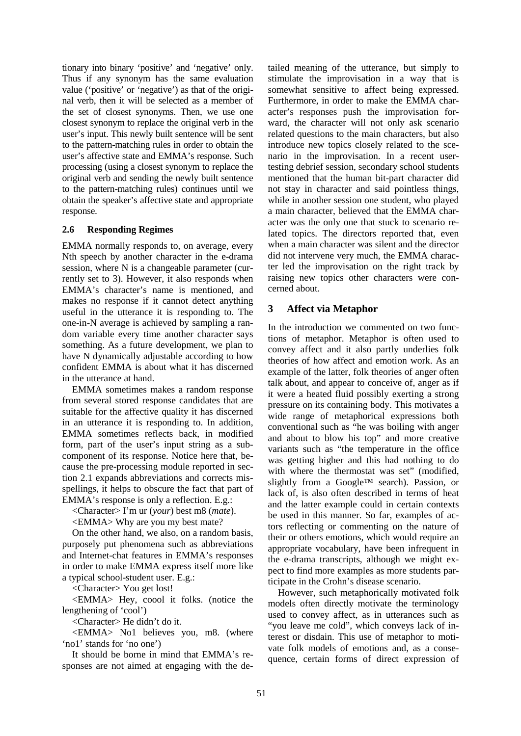tionary into binary 'positive' and 'negative' only. Thus if any synonym has the same evaluation value ('positive' or 'negative') as that of the original verb, then it will be selected as a member of the set of closest synonyms. Then, we use one closest synonym to replace the original verb in the user's input. This newly built sentence will be sent to the pattern-matching rules in order to obtain the user's affective state and EMMA's response. Such processing (using a closest synonym to replace the original verb and sending the newly built sentence to the pattern-matching rules) continues until we obtain the speaker's affective state and appropriate response.

### 2.6 Responding Regimes

EMMA normally responds to, on average, every Nth speech by another character in the e-drama session, where N is a changeable parameter (currently set to 3). However, it also responds when EMMA's character's name is mentioned, and makes no response if it cannot detect anything useful in the utterance it is responding to. The one-in-N average is achieved by sampling a random variable every time another character says something. As a future development, we plan to have N dynamically adjustable according to how confident EMMA is about what it has discerned in the utterance at hand.

EMMA sometimes makes a random response from several stored response candidates that are suitable for the affective quality it has discerned in an utterance it is responding to. In addition, EMMA sometimes reflects back, in modified form, part of the user's input string as a subcomponent of its response. Notice here that, because the pre-processing module reported in section 2.1 expands abbreviations and corrects misspellings, it helps to obscure the fact that part of EMMA's response is only a reflection. E.g.:

<Character> I'm ur (*your*) best m8 (*mate*).

<EMMA> Why are you my best mate?

On the other hand, we also, on a random basis, purposely put phenomena such as abbreviations and Internet-chat features in EMMA's responses in order to make EMMA express itself more like a typical school-student user. E.g.:

<Character> You get lost!

<EMMA> Hey, coool it folks. (notice the lengthening of 'cool')

<Character> He didn't do it.

<EMMA> No1 believes you, m8. (where 'no1' stands for 'no one')

It should be borne in mind that EMMA's responses are not aimed at engaging with the detailed meaning of the utterance, but simply to stimulate the improvisation in a way that is somewhat sensitive to affect being expressed. Furthermore, in order to make the EMMA character's responses push the improvisation forward, the character will not only ask scenario related questions to the main characters, but also introduce new topics closely related to the scenario in the improvisation. In a recent user-testing debrief session, secondary school students mentioned that the human bit-part character did not stay in character and said pointless things, while in another session one student, who played a main character, believed that the EMMA character was the only one that stuck to scenario related topics. The directors reported that, even when a main character was silent and the director did not intervene very much, the EMMA character led the improvisation on the right track by raising new topics other characters were concerned about.

## 3 Affect via Metaphor

In the introduction we commented on two functions of metaphor. Metaphor is often used to convey affect and it also partly underlies folk theories of how affect and emotion work. As an example of the latter, folk theories of anger often talk about, and appear to conceive of, anger as if it were a heated fluid possibly exerting a strong pressure on its containing body. This motivates a wide range of metaphorical expressions both conventional such as "he was boiling with anger and about to blow his top" and more creative variants such as "the temperature in the office was getting higher and this had nothing to do with where the thermostat was set" (modified, slightly from a Google™ search). Passion, or lack of, is also often described in terms of heat and the latter example could in certain contexts be used in this manner. So far, examples of actors reflecting or commenting on the nature of their or others emotions, which would require an appropriate vocabulary, have been infrequent in the e-drama transcripts, although we might expect to find more examples as more students participate in the Crohn's disease scenario.

However, such metaphorically motivated folk models often directly motivate the terminology used to convey affect, as in utterances such as "you leave me cold", which conveys lack of interest or disdain. This use of metaphor to motivate folk models of emotions and, as a consequence, certain forms of direct expression of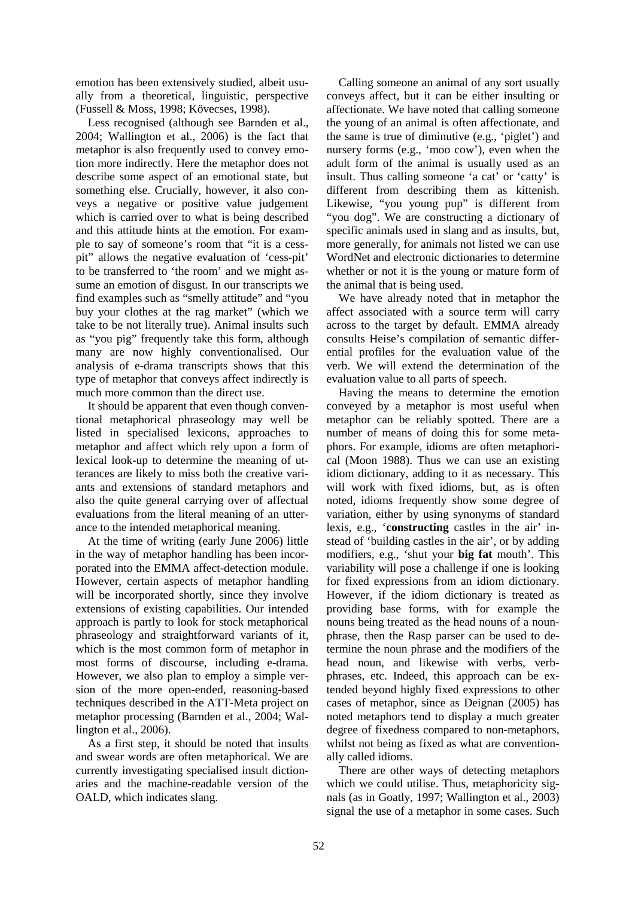emotion has been extensively studied, albeit usually from a theoretical, linguistic, perspective (Fussell & Moss, 1998; Kövecses, 1998).

Less recognised (although see Barnden et al., 2004; Wallington et al., 2006) is the fact that metaphor is also frequently used to convey emotion more indirectly. Here the metaphor does not describe some aspect of an emotional state, but something else. Crucially, however, it also conveys a negative or positive value judgement which is carried over to what is being described and this attitude hints at the emotion. For example to say of someone's room that "it is a cess-pit" allows the negative evaluation of 'cess-pit' to be transferred to 'the room' and we might assume an emotion of disgust. In our transcripts we find examples such as "smelly attitude" and "you buy your clothes at the rag market" (which we take to be not literally true). Animal insults such as "you pig" frequently take this form, although many are now highly conventionalised. Our analysis of e-drama transcripts shows that this type of metaphor that conveys affect indirectly is much more common than the direct use.

It should be apparent that even though conventional metaphorical phraseology may well be listed in specialised lexicons, approaches to metaphor and affect which rely upon a form of lexical look-up to determine the meaning of utterances are likely to miss both the creative variants and extensions of standard metaphors and also the quite general carrying over of affectual evaluations from the literal meaning of an utterance to the intended metaphorical meaning.

At the time of writing (early June 2006) little in the way of metaphor handling has been incorporated into the EMMA affect-detection module. However, certain aspects of metaphor handling will be incorporated shortly, since they involve extensions of existing capabilities. Our intended approach is partly to look for stock metaphorical phraseology and straightforward variants of it, which is the most common form of metaphor in most forms of discourse, including e-drama. However, we also plan to employ a simple version of the more open-ended, reasoning-based techniques described in the ATT-Meta project on metaphor processing (Barnden et al., 2004; Wallington et al., 2006).

As a first step, it should be noted that insults and swear words are often metaphorical. We are currently investigating specialised insult dictionaries and the machine-readable version of the OALD, which indicates slang.

Calling someone an animal of any sort usually conveys affect, but it can be either insulting or affectionate. We have noted that calling someone the young of an animal is often affectionate, and the same is true of diminutive (e.g., 'piglet') and nursery forms (e.g., 'moo cow'), even when the adult form of the animal is usually used as an insult. Thus calling someone 'a cat' or 'catty' is different from describing them as kittenish. Likewise, "you young pup" is different from "you dog". We are constructing a dictionary of specific animals used in slang and as insults, but, more generally, for animals not listed we can use WordNet and electronic dictionaries to determine whether or not it is the young or mature form of the animal that is being used.

We have already noted that in metaphor the affect associated with a source term will carry across to the target by default. EMMA already consults Heise's compilation of semantic differential profiles for the evaluation value of the verb. We will extend the determination of the evaluation value to all parts of speech.

Having the means to determine the emotion conveyed by a metaphor is most useful when metaphor can be reliably spotted. There are a number of means of doing this for some metaphors. For example, idioms are often metaphorical (Moon 1988). Thus we can use an existing idiom dictionary, adding to it as necessary. This will work with fixed idioms, but, as is often noted, idioms frequently show some degree of variation, either by using synonyms of standard lexis, e.g., '**constructing** castles in the air' instead of 'building castles in the air', or by adding modifiers, e.g., 'shut your **big fat** mouth'. This variability will pose a challenge if one is looking for fixed expressions from an idiom dictionary. However, if the idiom dictionary is treated as providing base forms, with for example the nouns being treated as the head nouns of a noun-phrase, then the Rasp parser can be used to determine the noun phrase and the modifiers of the head noun, and likewise with verbs, verb-phrases, etc. Indeed, this approach can be extended beyond highly fixed expressions to other cases of metaphor, since as Deignan (2005) has noted metaphors tend to display a much greater degree of fixedness compared to non-metaphors, whilst not being as fixed as what are conventionally called idioms.

There are other ways of detecting metaphors which we could utilise. Thus, metaphoricity signals (as in Goatly, 1997; Wallington et al., 2003) signal the use of a metaphor in some cases. Such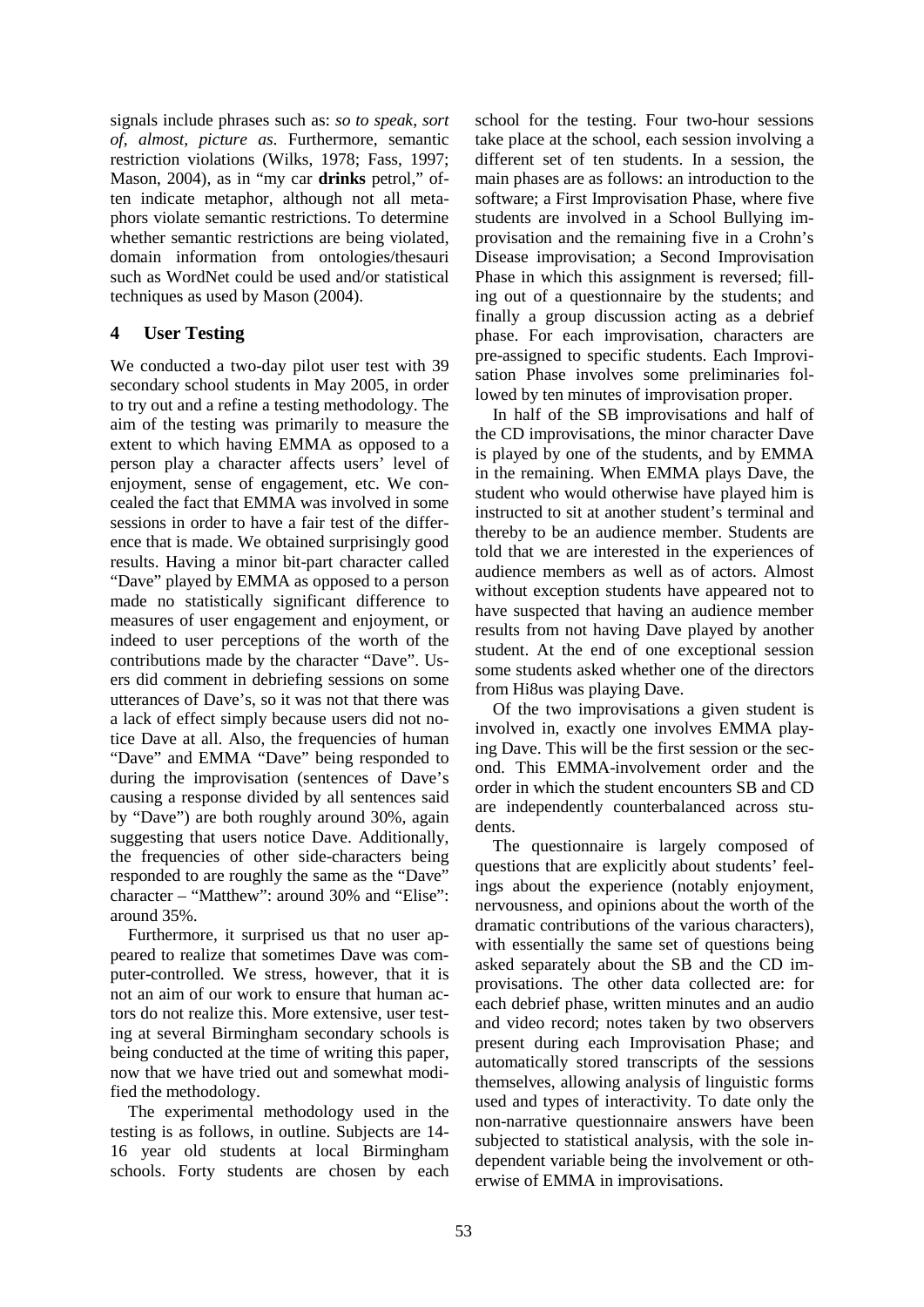signals include phrases such as: *so to speak, sort of, almost, picture as*. Furthermore, semantic restriction violations (Wilks, 1978; Fass, 1997; Mason, 2004), as in "my car **drinks** petrol," often indicate metaphor, although not all metaphors violate semantic restrictions. To determine whether semantic restrictions are being violated, domain information from ontologies/thesauri such as WordNet could be used and/or statistical techniques as used by Mason (2004).

## 4 User Testing

We conducted a two-day pilot user test with 39 secondary school students in May 2005, in order to try out and a refine a testing methodology. The aim of the testing was primarily to measure the extent to which having EMMA as opposed to a person play a character affects users' level of enjoyment, sense of engagement, etc. We concealed the fact that EMMA was involved in some sessions in order to have a fair test of the difference that is made. We obtained surprisingly good results. Having a minor bit-part character called "Dave" played by EMMA as opposed to a person made no statistically significant difference to measures of user engagement and enjoyment, or indeed to user perceptions of the worth of the contributions made by the character "Dave". Users did comment in debriefing sessions on some utterances of Dave's, so it was not that there was a lack of effect simply because users did not notice Dave at all. Also, the frequencies of human "Dave" and EMMA "Dave" being responded to during the improvisation (sentences of Dave's causing a response divided by all sentences said by "Dave") are both roughly around 30%, again suggesting that users notice Dave. Additionally, the frequencies of other side-characters being responded to are roughly the same as the "Dave" character – "Matthew": around 30% and "Elise": around 35%.

Furthermore, it surprised us that no user appeared to realize that sometimes Dave was computer-controlled. We stress, however, that it is not an aim of our work to ensure that human actors do not realize this. More extensive, user testing at several Birmingham secondary schools is being conducted at the time of writing this paper, now that we have tried out and somewhat modified the methodology.

The experimental methodology used in the testing is as follows, in outline. Subjects are 14-16 year old students at local Birmingham schools. Forty students are chosen by each school for the testing. Four two-hour sessions take place at the school, each session involving a different set of ten students. In a session, the main phases are as follows: an introduction to the software; a First Improvisation Phase, where five students are involved in a School Bullying improvisation and the remaining five in a Crohn's Disease improvisation; a Second Improvisation Phase in which this assignment is reversed; filling out of a questionnaire by the students; and finally a group discussion acting as a debrief phase. For each improvisation, characters are pre-assigned to specific students. Each Improvisation Phase involves some preliminaries followed by ten minutes of improvisation proper.

In half of the SB improvisations and half of the CD improvisations, the minor character Dave is played by one of the students, and by EMMA in the remaining. When EMMA plays Dave, the student who would otherwise have played him is instructed to sit at another student's terminal and thereby to be an audience member. Students are told that we are interested in the experiences of audience members as well as of actors. Almost without exception students have appeared not to have suspected that having an audience member results from not having Dave played by another student. At the end of one exceptional session some students asked whether one of the directors from Hi8us was playing Dave.

Of the two improvisations a given student is involved in, exactly one involves EMMA playing Dave. This will be the first session or the second. This EMMA-involvement order and the order in which the student encounters SB and CD are independently counterbalanced across students.

The questionnaire is largely composed of questions that are explicitly about students' feelings about the experience (notably enjoyment, nervousness, and opinions about the worth of the dramatic contributions of the various characters), with essentially the same set of questions being asked separately about the SB and the CD improvisations. The other data collected are: for each debrief phase, written minutes and an audio and video record; notes taken by two observers present during each Improvisation Phase; and automatically stored transcripts of the sessions themselves, allowing analysis of linguistic forms used and types of interactivity. To date only the non-narrative questionnaire answers have been subjected to statistical analysis, with the sole independent variable being the involvement or otherwise of EMMA in improvisations.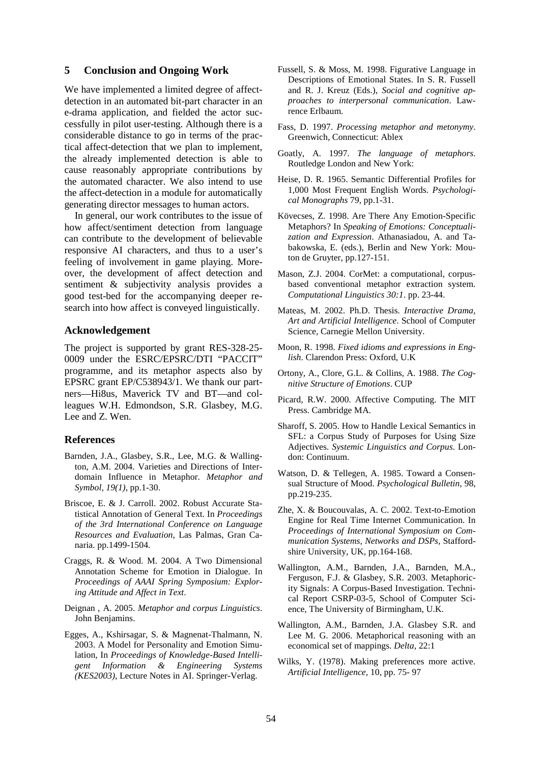## 5 Conclusion and Ongoing Work

We have implemented a limited degree of affect-detection in an automated bit-part character in an e-drama application, and fielded the actor successfully in pilot user-testing. Although there is a considerable distance to go in terms of the practical affect-detection that we plan to implement, the already implemented detection is able to cause reasonably appropriate contributions by the automated character. We also intend to use the affect-detection in a module for automatically generating director messages to human actors.

In general, our work contributes to the issue of how affect/sentiment detection from language can contribute to the development of believable responsive AI characters, and thus to a user's feeling of involvement in game playing. Moreover, the development of affect detection and sentiment & subjectivity analysis provides a good test-bed for the accompanying deeper research into how affect is conveyed linguistically.

### Acknowledgement

The project is supported by grant RES-328-25-0009 under the ESRC/EPSRC/DTI "PACCIT" programme, and its metaphor aspects also by EPSRC grant EP/C538943/1. We thank our partners—Hi8us, Maverick TV and BT—and colleagues W.H. Edmondson, S.R. Glasbey, M.G. Lee and Z. Wen.

### References

Barnden, J.A., Glasbey, S.R., Lee, M.G. & Wallington, A.M. 2004. Varieties and Directions of Interdomain Influence in Metaphor. *Metaphor and Symbol, 19(1)*, pp.1-30.

Briscoe, E. & J. Carroll. 2002. Robust Accurate Statistical Annotation of General Text. In *Proceedings of the 3rd International Conference on Language Resources and Evaluation*, Las Palmas, Gran Canaria. pp.1499-1504.

Craggs, R. & Wood. M. 2004. A Two Dimensional Annotation Scheme for Emotion in Dialogue. In *Proceedings of AAAI Spring Symposium: Exploring Attitude and Affect in Text*.

Deignan , A. 2005. *Metaphor and corpus Linguistics*. John Benjamins.

Egges, A., Kshirsagar, S. & Magnenat-Thalmann, N. 2003. A Model for Personality and Emotion Simulation, In *Proceedings of Knowledge-Based Intelligent Information & Engineering Systems (KES2003)*, Lecture Notes in AI. Springer-Verlag.

Fussell, S. & Moss, M. 1998. Figurative Language in Descriptions of Emotional States. In S. R. Fussell and R. J. Kreuz (Eds.), *Social and cognitive approaches to interpersonal communication*. Lawrence Erlbaum.

Fass, D. 1997. *Processing metaphor and metonymy*. Greenwich, Connecticut: Ablex

Goatly, A. 1997. *The language of metaphors*. Routledge London and New York:

Heise, D. R. 1965. Semantic Differential Profiles for 1,000 Most Frequent English Words. *Psychological Monographs* 79, pp.1-31.

Kövecses, Z. 1998. Are There Any Emotion-Specific Metaphors? In *Speaking of Emotions: Conceptualization and Expression*. Athanasiadou, A. and Tabakowska, E. (eds.), Berlin and New York: Mouton de Gruyter, pp.127-151.

Mason, Z.J. 2004. CorMet: a computational, corpus-based conventional metaphor extraction system. *Computational Linguistics 30:1*. pp. 23-44.

Mateas, M. 2002. Ph.D. Thesis. *Interactive Drama, Art and Artificial Intelligence*. School of Computer Science, Carnegie Mellon University.

Moon, R. 1998. *Fixed idioms and expressions in English*. Clarendon Press: Oxford, U.K

Ortony, A., Clore, G.L. & Collins, A. 1988. *The Cognitive Structure of Emotions*. CUP

Picard, R.W. 2000. Affective Computing. The MIT Press. Cambridge MA.

Sharoff, S. 2005. How to Handle Lexical Semantics in SFL: a Corpus Study of Purposes for Using Size Adjectives. *Systemic Linguistics and Corpus*. London: Continuum.

Watson, D. & Tellegen, A. 1985. Toward a Consensual Structure of Mood. *Psychological Bulletin*, 98, pp.219-235.

Zhe, X. & Boucouvalas, A. C. 2002. Text-to-Emotion Engine for Real Time Internet Communication. In *Proceedings of International Symposium on Communication Systems, Networks and DSPs*, Staffordshire University, UK, pp.164-168.

Wallington, A.M., Barnden, J.A., Barnden, M.A., Ferguson, F.J. & Glasbey, S.R. 2003. Metaphoricity Signals: A Corpus-Based Investigation. Technical Report CSRP-03-5, School of Computer Science, The University of Birmingham, U.K.

Wallington, A.M., Barnden, J.A. Glasbey S.R. and Lee M. G. 2006. Metaphorical reasoning with an economical set of mappings. *Delta*, 22:1

Wilks, Y. (1978). Making preferences more active. *Artificial Intelligence*, 10, pp. 75- 97